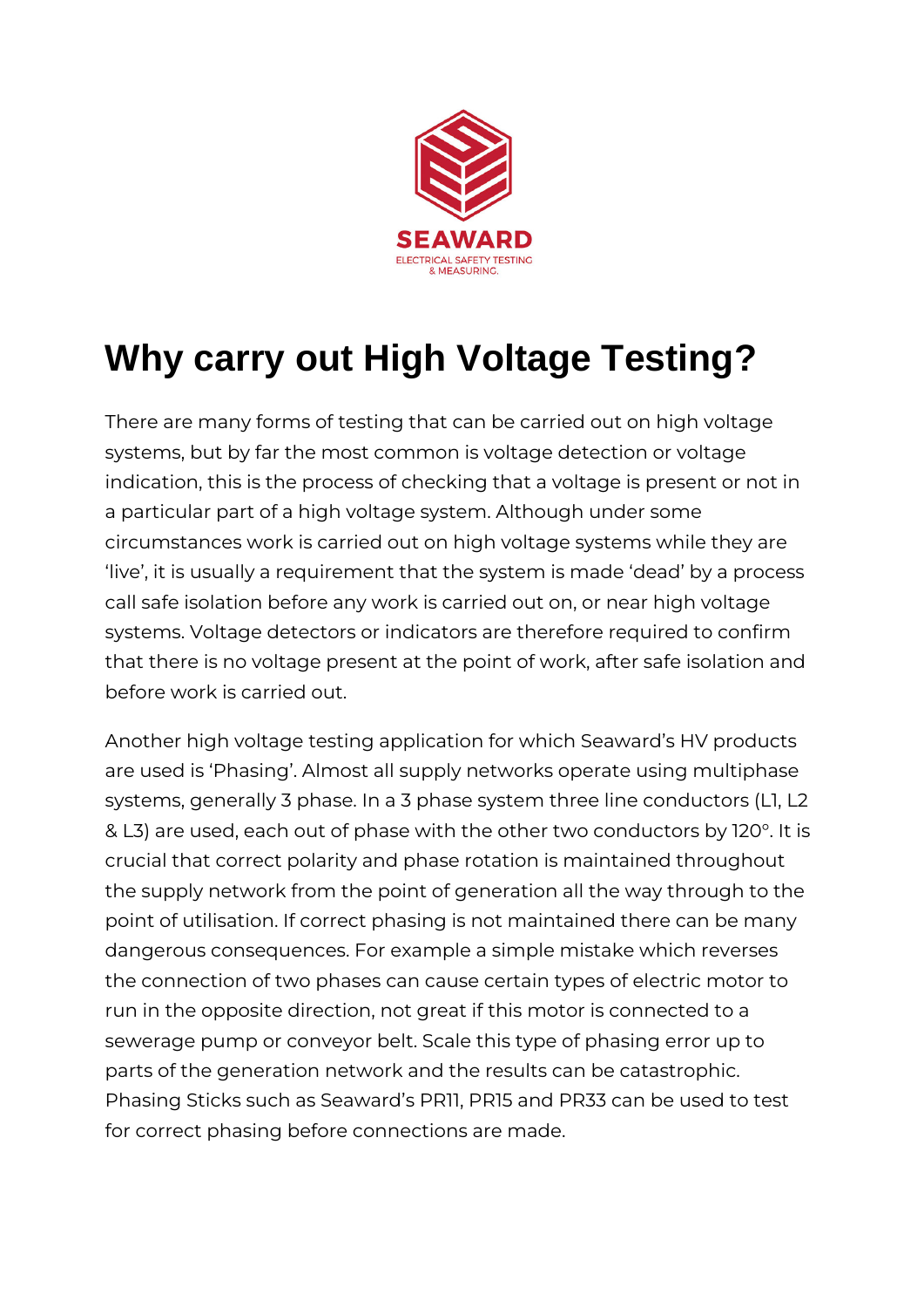SEAWARD

ELECTRICAL SAFETY TESTING & MEASURING.

# Why carry out High Voltage Testing?

There are many forms of testing that can be carried out on high voltage systems, but by far the most common is voltage detection or voltage indication, this is the process of checking that a voltage is present or not in a particular part of a high voltage system. Although under some circumstances work is carried out on high voltage systems while they are 'live', it is usually a requirement that the system is made 'dead' by a process call safe isolation before any work is carried out on, or near high voltage systems. Voltage detectors or indicators are therefore required to confirm that there is no voltage present at the point of work, after safe isolation and before work is carried out.

Another high voltage testing application for which Seaward's HV products are used is 'Phasing'. Almost all supply networks operate using multiphase systems, generally 3 phase. In a 3 phase system three line conductors (L1, L2 & L3) are used, each out of phase with the other two conductors by 120°. It is crucial that correct polarity and phase rotation is maintained throughout the supply network from the point of generation all the way through to the point of utilisation. If correct phasing is not maintained there can be many dangerous consequences. For example a simple mistake which reverses the connection of two phases can cause certain types of electric motor to run in the opposite direction, not great if this motor is connected to a sewerage pump or conveyor belt. Scale this type of phasing error up to parts of the generation network and the results can be catastrophic. Phasing Sticks such as Seaward's PR11, PR15 and PR33 can be used to test for correct phasing before connections are made.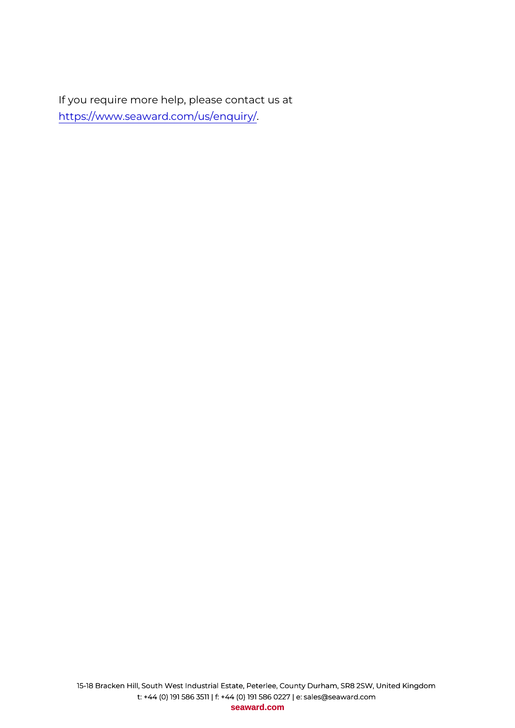If you require more help, please contact us at [https://www.seaward.com/us/enquiry/](https://www.seaward.com/us/enquiry/).